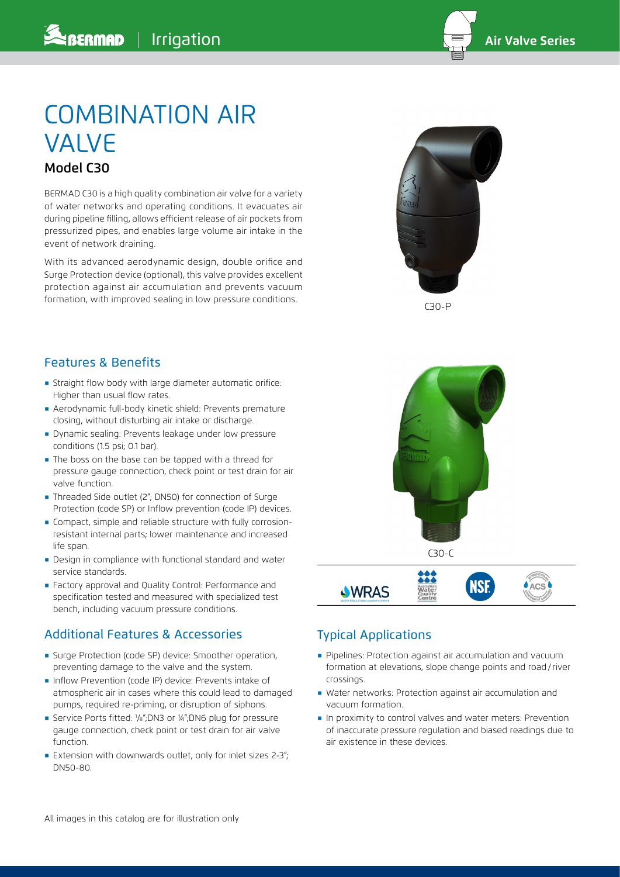# COMBINATION AIR VALVE

## Model C30

BERMAD C30 is a high quality combination air valve for a variety of water networks and operating conditions. It evacuates air during pipeline filling, allows efficient release of air pockets from pressurized pipes, and enables large volume air intake in the event of network draining.

With its advanced aerodynamic design, double orifice and Surge Protection device (optional), this valve provides excellent protection against air accumulation and prevents vacuum formation, with improved sealing in low pressure conditions.

C30-P

C30-C

## Features & Benefits

- Straight flow body with large diameter automatic orifice: Higher than usual flow rates.
- Aerodynamic full-body kinetic shield: Prevents premature closing, without disturbing air intake or discharge.
- Dynamic sealing: Prevents leakage under low pressure conditions (1.5 psi; 0.1 bar).
- The boss on the base can be tapped with a thread for pressure gauge connection, check point or test drain for air valve function.
- Threaded Side outlet (2"; DN50) for connection of Surge Protection (code SP) or Inflow prevention (code IP) devices.
- Compact, simple and reliable structure with fully corrosion-resistant internal parts; lower maintenance and increased life span.
- Design in compliance with functional standard and water service standards.
- Factory approval and Quality Control: Performance and specification tested and measured with specialized test bench, including vacuum pressure conditions.

## Additional Features & Accessories

- Surge Protection (code SP) device: Smoother operation, preventing damage to the valve and the system.
- Inflow Prevention (code IP) device: Prevents intake of atmospheric air in cases where this could lead to damaged pumps, required re-priming, or disruption of siphons.
- Service Ports fitted: 1/8";DN3 or ¼";DN6 plug for pressure gauge connection, check point or test drain for air valve function.
- Extension with downwards outlet, only for inlet sizes 2-3"; DN50-80.

## Typical Applications

- Pipelines: Protection against air accumulation and vacuum formation at elevations, slope change points and road / river crossings.
- Water networks: Protection against air accumulation and vacuum formation.
- In proximity to control valves and water meters: Prevention of inaccurate pressure regulation and biased readings due to air existence in these devices.

All images in this catalog are for illustration only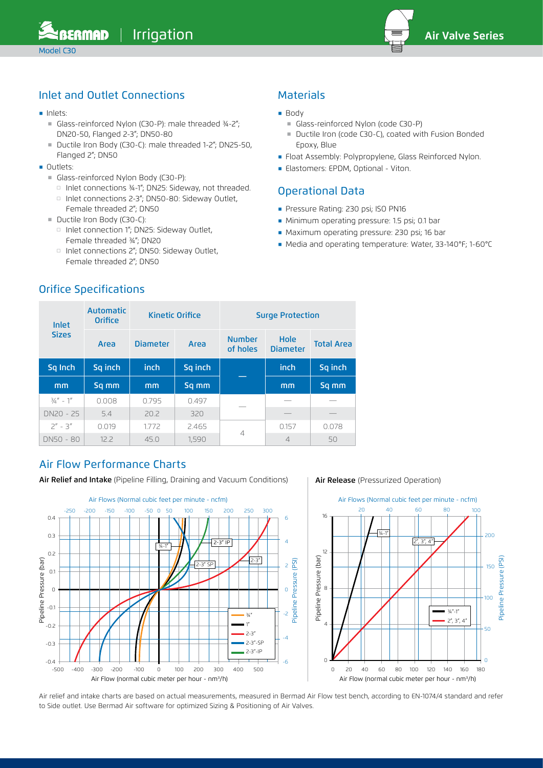## Inlet and Outlet Connections

- Inlets:
  - Glass-reinforced Nylon (C30-P): male threaded ¾-2"; DN20-50, Flanged 2-3"; DN50-80
  - Ductile Iron Body (C30-C): male threaded 1-2"; DN25-50, Flanged 2"; DN50
- Outlets:
  - Glass-reinforced Nylon Body (C30-P):
    - Inlet connections ¾-1"; DN25: Sideway, not threaded.
    - Inlet connections 2-3"; DN50-80: Sideway Outlet, Female threaded 2"; DN50
  - Ductile Iron Body (C30-C):
    - Inlet connection 1"; DN25: Sideway Outlet, Female threaded ¾"; DN20
    - Inlet connections 2"; DN50: Sideway Outlet, Female threaded 2"; DN50

## Materials

- Body
  - Glass-reinforced Nylon (code C30-P)
  - Ductile Iron (code C30-C), coated with Fusion Bonded Epoxy, Blue
- Float Assembly: Polypropylene, Glass Reinforced Nylon.
- Elastomers: EPDM, Optional - Viton.

## Operational Data

- Pressure Rating: 230 psi; ISO PN16
- Minimum operating pressure: 1.5 psi; 0.1 bar
- Maximum operating pressure: 230 psi; 16 bar
- Media and operating temperature: Water, 33-140°F; 1-60°C

## Orifice Specifications

| Inlet Sizes | Automatic Orifice | Kinetic Orifice | | Surge Protection | | |
|---|---|---|---|---|---|---|
| | Area | Diameter | Area | Number of holes | Hole Diameter | Total Area |
| Sq Inch | Sq inch | inch | Sq inch | — | inch | Sq inch |
| mm | Sq mm | mm | Sq mm | | mm | Sq mm |
| ¾" - 1" | 0.008 | 0.795 | 0.497 | — | — | — |
| DN20 - 25 | 5.4 | 20.2 | 320 | | — | — |
| 2" - 3" | 0.019 | 1.772 | 2.465 | 4 | 0.157 | 0.078 |
| DN50 - 80 | 12.2 | 45.0 | 1,590 | | 4 | 50 |

## Air Flow Performance Charts

**Air Relief and Intake** (Pipeline Filling, Draining and Vacuum Conditions)

**Air Release** (Pressurized Operation)

Air relief and intake charts are based on actual measurements, measured in Bermad Air Flow test bench, according to EN-1074/4 standard and refer to Side outlet. Use Bermad Air software for optimized Sizing & Positioning of Air Valves.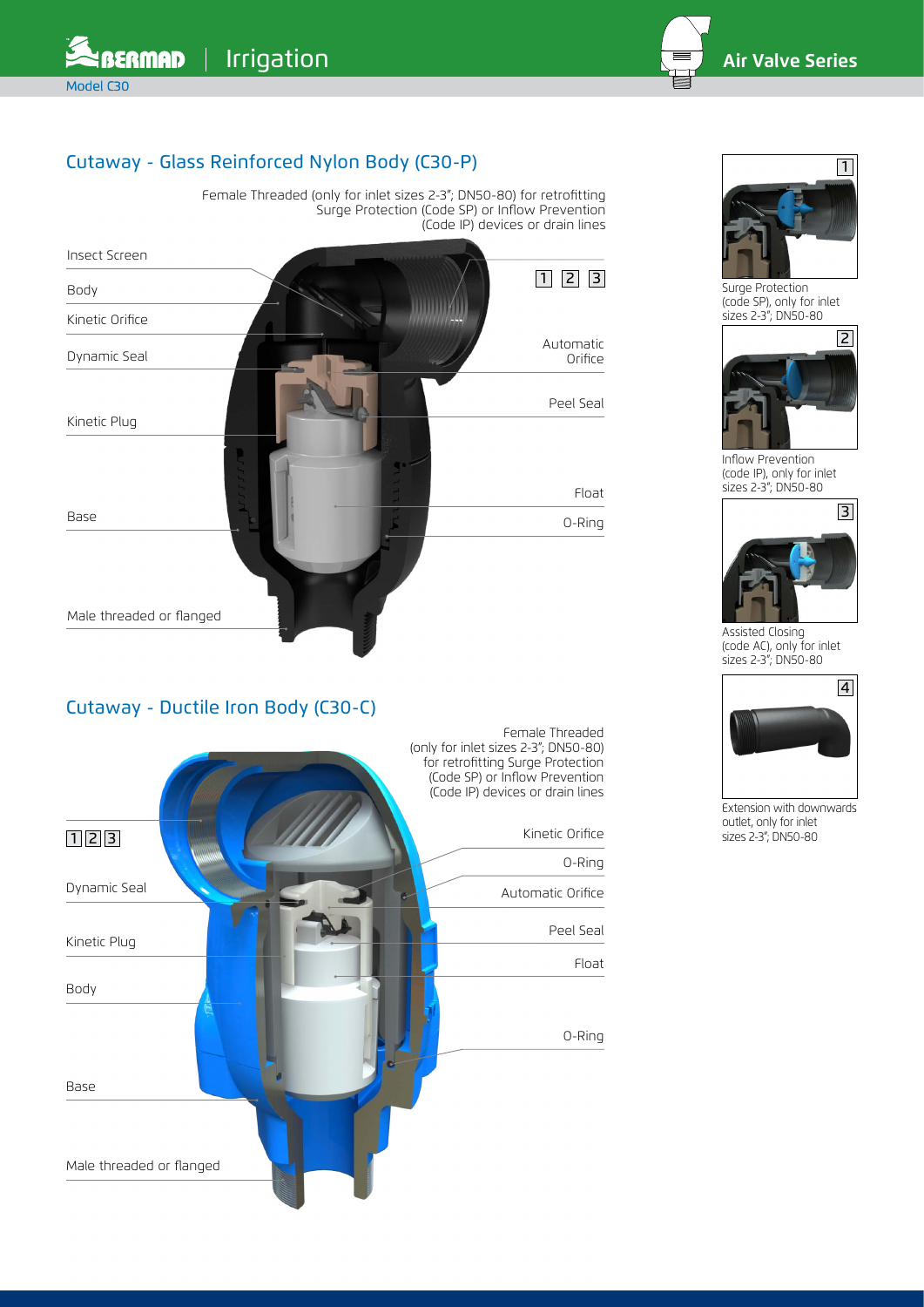## Cutaway - Glass Reinforced Nylon Body (C30-P)

Female Threaded (only for inlet sizes 2-3"; DN50-80) for retrofitting Surge Protection (Code SP) or Inflow Prevention (Code IP) devices or drain lines

- Insect Screen
- Body
- Kinetic Orifice
- Dynamic Seal
- Kinetic Plug
- Base
- Male threaded or flanged
- 1 2 3
- Automatic Orifice
- Peel Seal
- Float
- O-Ring

## Cutaway - Ductile Iron Body (C30-C)

Female Threaded (only for inlet sizes 2-3"; DN50-80) for retrofitting Surge Protection (Code SP) or Inflow Prevention (Code IP) devices or drain lines

- 1 2 3
- Dynamic Seal
- Kinetic Plug
- Body
- Base
- Male threaded or flanged
- Kinetic Orifice
- O-Ring
- Automatic Orifice
- Peel Seal
- Float
- O-Ring

1. Surge Protection (code SP), only for inlet sizes 2-3"; DN50-80
2. Inflow Prevention (code IP), only for inlet sizes 2-3"; DN50-80
3. Assisted Closing (code AC), only for inlet sizes 2-3"; DN50-80
4. Extension with downwards outlet, only for inlet sizes 2-3"; DN50-80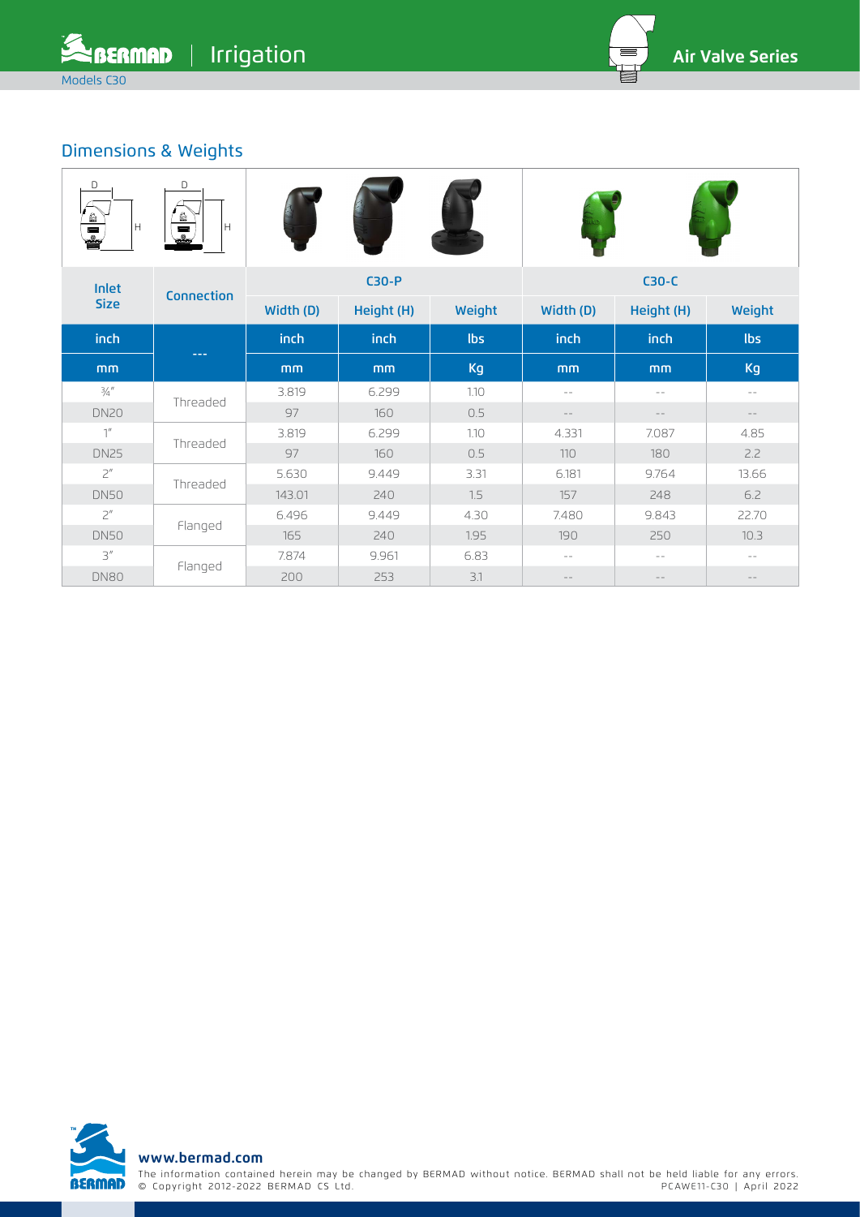## Dimensions & Weights

| Inlet Size | Connection | C30-P | | | C30-C | | |
|---|---|---|---|---|---|---|---|
| | | Width (D) | Height (H) | Weight | Width (D) | Height (H) | Weight |
| inch | --- | inch | inch | lbs | inch | inch | lbs |
| mm | | mm | mm | Kg | mm | mm | Kg |
| ¾″ | Threaded | 3.819 | 6.299 | 1.10 | -- | -- | -- |
| DN20 | | 97 | 160 | 0.5 | -- | -- | -- |
| 1″ | Threaded | 3.819 | 6.299 | 1.10 | 4.331 | 7.087 | 4.85 |
| DN25 | | 97 | 160 | 0.5 | 110 | 180 | 2.2 |
| 2″ | Threaded | 5.630 | 9.449 | 3.31 | 6.181 | 9.764 | 13.66 |
| DN50 | | 143.01 | 240 | 1.5 | 157 | 248 | 6.2 |
| 2″ | Flanged | 6.496 | 9.449 | 4.30 | 7.480 | 9.843 | 22.70 |
| DN50 | | 165 | 240 | 1.95 | 190 | 250 | 10.3 |
| 3″ | Flanged | 7.874 | 9.961 | 6.83 | -- | -- | -- |
| DN80 | | 200 | 253 | 3.1 | -- | -- | -- |

**www.bermad.com**

The information contained herein may be changed by BERMAD without notice. BERMAD shall not be held liable for any errors.
© Copyright 2012-2022 BERMAD CS Ltd. PCAWE11-C30 | April 2022